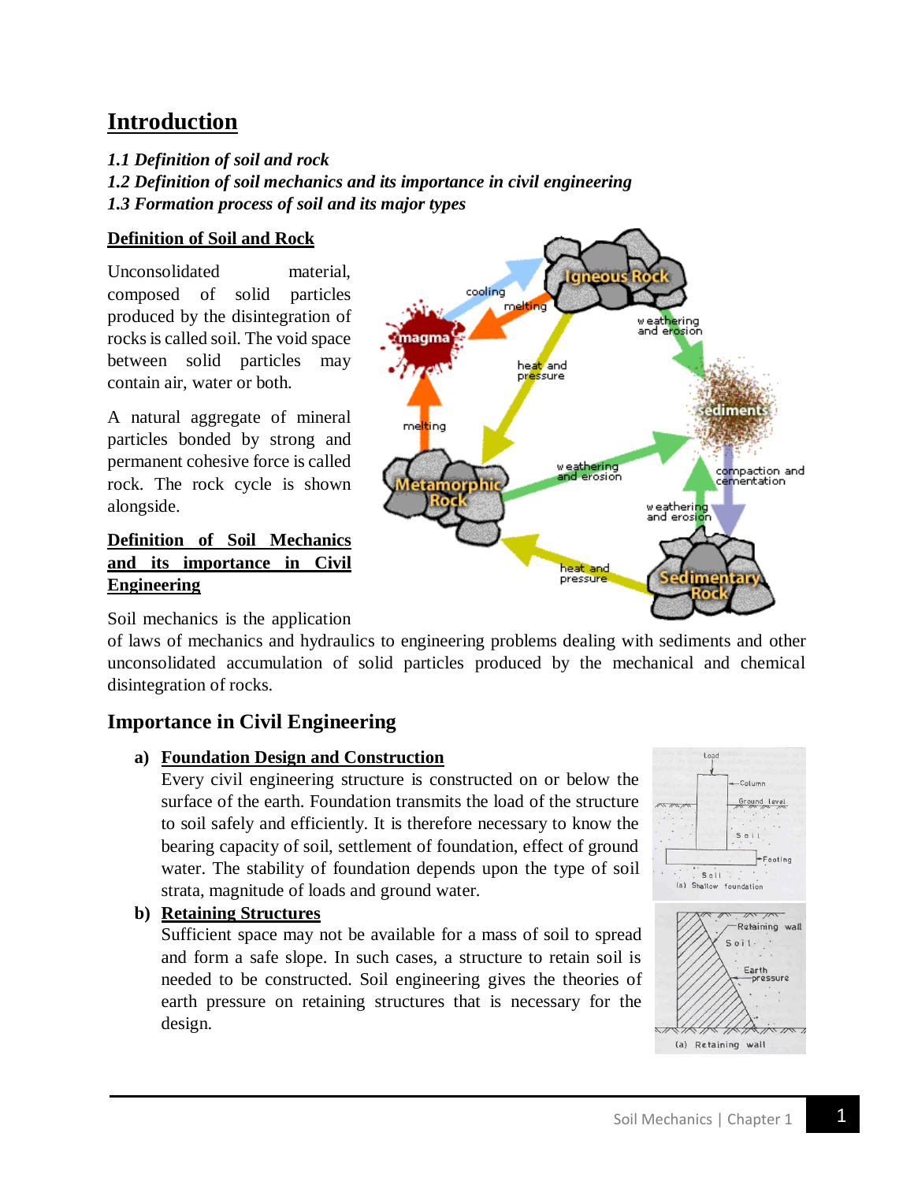# Introduction

*1.1 Definition of soil and rock*
*1.2 Definition of soil mechanics and its importance in civil engineering*
*1.3 Formation process of soil and its major types*

## Definition of Soil and Rock

Unconsolidated material, composed of solid particles produced by the disintegration of rocks is called soil. The void space between solid particles may contain air, water or both.

A natural aggregate of mineral particles bonded by strong and permanent cohesive force is called rock. The rock cycle is shown alongside.

## Definition of Soil Mechanics and its importance in Civil Engineering

Soil mechanics is the application of laws of mechanics and hydraulics to engineering problems dealing with sediments and other unconsolidated accumulation of solid particles produced by the mechanical and chemical disintegration of rocks.

## Importance in Civil Engineering

**a) Foundation Design and Construction**

Every civil engineering structure is constructed on or below the surface of the earth. Foundation transmits the load of the structure to soil safely and efficiently. It is therefore necessary to know the bearing capacity of soil, settlement of foundation, effect of ground water. The stability of foundation depends upon the type of soil strata, magnitude of loads and ground water.

**b) Retaining Structures**

Sufficient space may not be available for a mass of soil to spread and form a safe slope. In such cases, a structure to retain soil is needed to be constructed. Soil engineering gives the theories of earth pressure on retaining structures that is necessary for the design.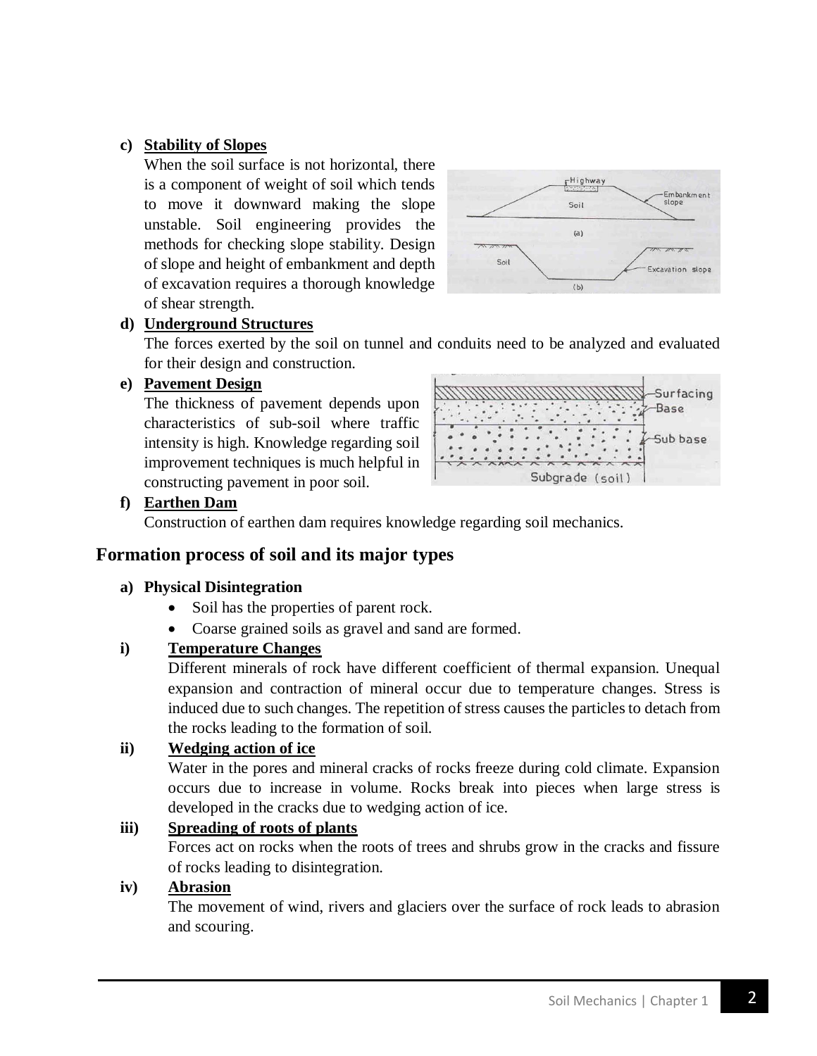c) **Stability of Slopes**

When the soil surface is not horizontal, there is a component of weight of soil which tends to move it downward making the slope unstable. Soil engineering provides the methods for checking slope stability. Design of slope and height of embankment and depth of excavation requires a thorough knowledge of shear strength.

d) **Underground Structures**

The forces exerted by the soil on tunnel and conduits need to be analyzed and evaluated for their design and construction.

e) **Pavement Design**

The thickness of pavement depends upon characteristics of sub-soil where traffic intensity is high. Knowledge regarding soil improvement techniques is much helpful in constructing pavement in poor soil.

f) **Earthen Dam**

Construction of earthen dam requires knowledge regarding soil mechanics.

## Formation process of soil and its major types

**a) Physical Disintegration**

- Soil has the properties of parent rock.
- Coarse grained soils as gravel and sand are formed.

**i) Temperature Changes**

Different minerals of rock have different coefficient of thermal expansion. Unequal expansion and contraction of mineral occur due to temperature changes. Stress is induced due to such changes. The repetition of stress causes the particles to detach from the rocks leading to the formation of soil.

**ii) Wedging action of ice**

Water in the pores and mineral cracks of rocks freeze during cold climate. Expansion occurs due to increase in volume. Rocks break into pieces when large stress is developed in the cracks due to wedging action of ice.

**iii) Spreading of roots of plants**

Forces act on rocks when the roots of trees and shrubs grow in the cracks and fissure of rocks leading to disintegration.

**iv) Abrasion**

The movement of wind, rivers and glaciers over the surface of rock leads to abrasion and scouring.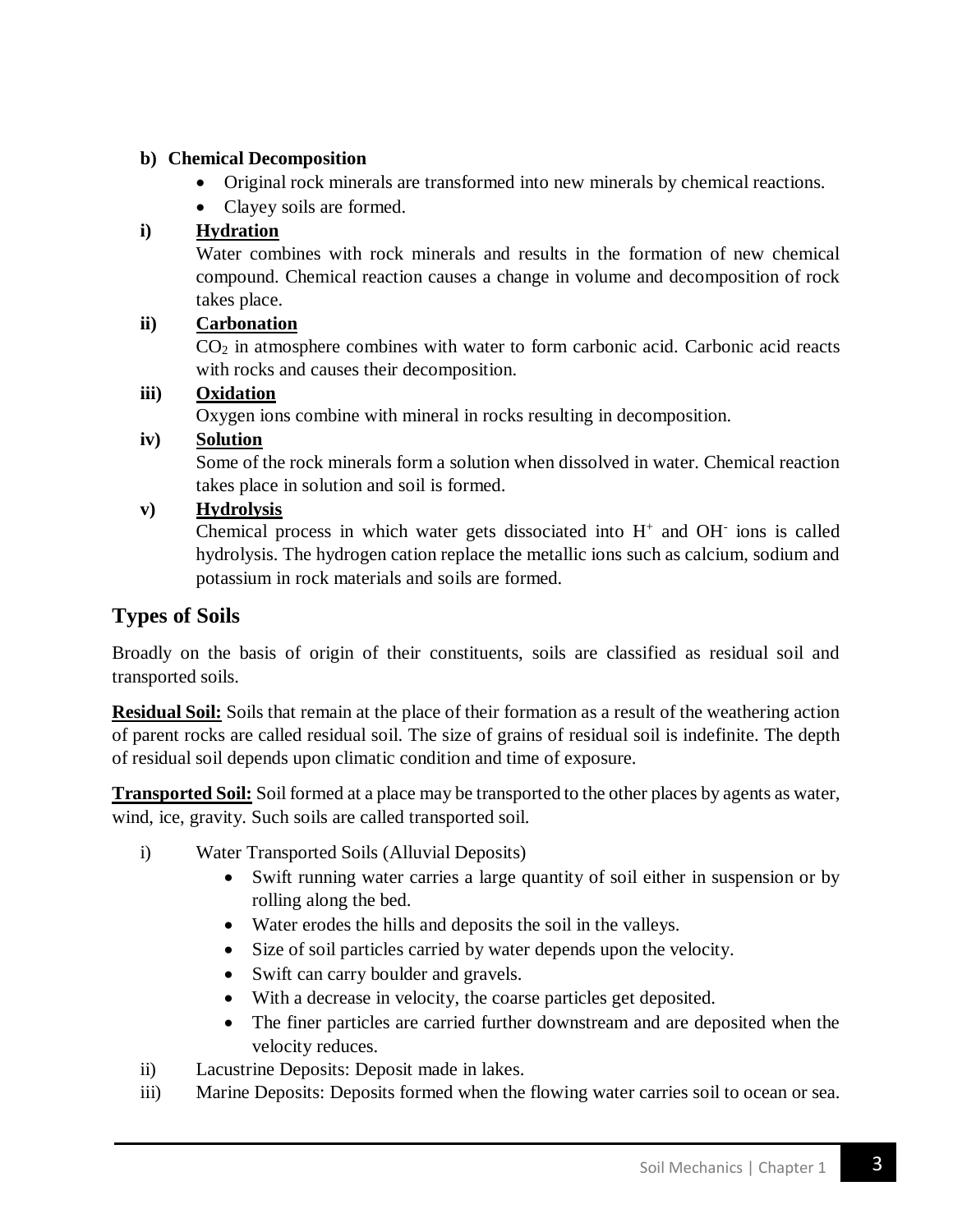**b) Chemical Decomposition**

- Original rock minerals are transformed into new minerals by chemical reactions.
- Clayey soils are formed.

**i) Hydration**

Water combines with rock minerals and results in the formation of new chemical compound. Chemical reaction causes a change in volume and decomposition of rock takes place.

**ii) Carbonation**

$CO_2$ in atmosphere combines with water to form carbonic acid. Carbonic acid reacts with rocks and causes their decomposition.

**iii) Oxidation**

Oxygen ions combine with mineral in rocks resulting in decomposition.

**iv) Solution**

Some of the rock minerals form a solution when dissolved in water. Chemical reaction takes place in solution and soil is formed.

**v) Hydrolysis**

Chemical process in which water gets dissociated into $H^+$ and $OH^-$ ions is called hydrolysis. The hydrogen cation replace the metallic ions such as calcium, sodium and potassium in rock materials and soils are formed.

## Types of Soils

Broadly on the basis of origin of their constituents, soils are classified as residual soil and transported soils.

**Residual Soil:** Soils that remain at the place of their formation as a result of the weathering action of parent rocks are called residual soil. The size of grains of residual soil is indefinite. The depth of residual soil depends upon climatic condition and time of exposure.

**Transported Soil:** Soil formed at a place may be transported to the other places by agents as water, wind, ice, gravity. Such soils are called transported soil.

i) Water Transported Soils (Alluvial Deposits)
   - Swift running water carries a large quantity of soil either in suspension or by rolling along the bed.
   - Water erodes the hills and deposits the soil in the valleys.
   - Size of soil particles carried by water depends upon the velocity.
   - Swift can carry boulder and gravels.
   - With a decrease in velocity, the coarse particles get deposited.
   - The finer particles are carried further downstream and are deposited when the velocity reduces.

ii) Lacustrine Deposits: Deposit made in lakes.

iii) Marine Deposits: Deposits formed when the flowing water carries soil to ocean or sea.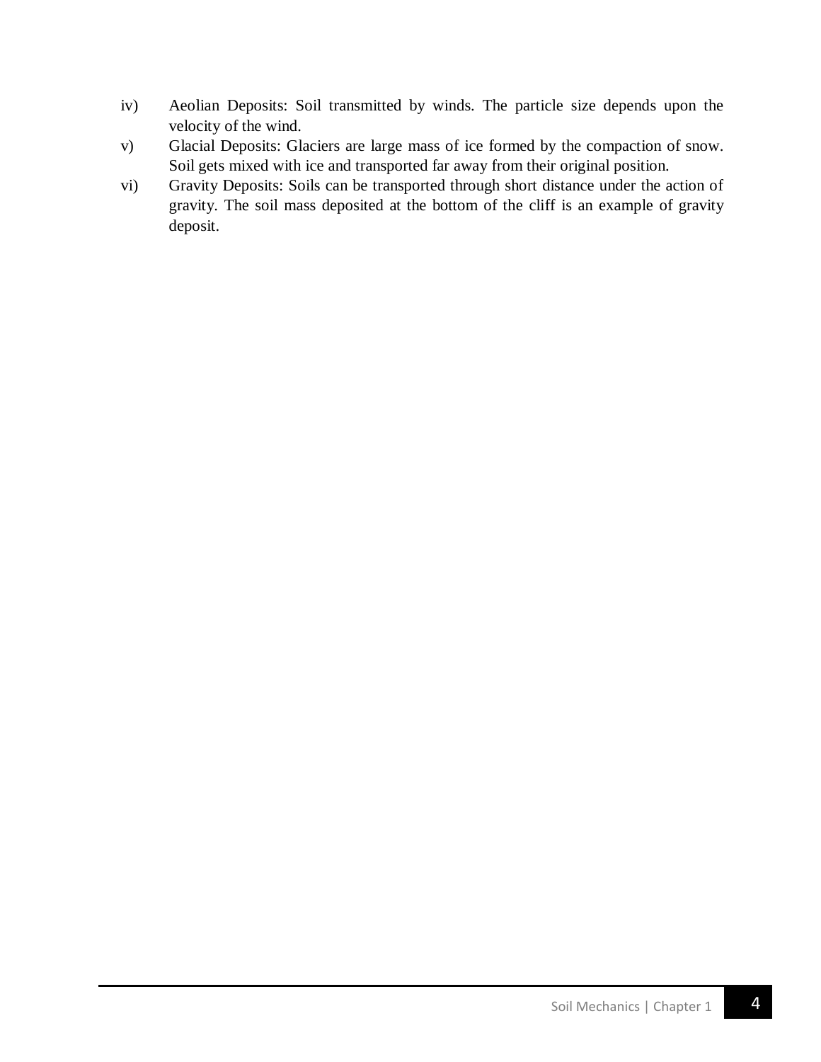iv) Aeolian Deposits: Soil transmitted by winds. The particle size depends upon the velocity of the wind.

v) Glacial Deposits: Glaciers are large mass of ice formed by the compaction of snow. Soil gets mixed with ice and transported far away from their original position.

vi) Gravity Deposits: Soils can be transported through short distance under the action of gravity. The soil mass deposited at the bottom of the cliff is an example of gravity deposit.